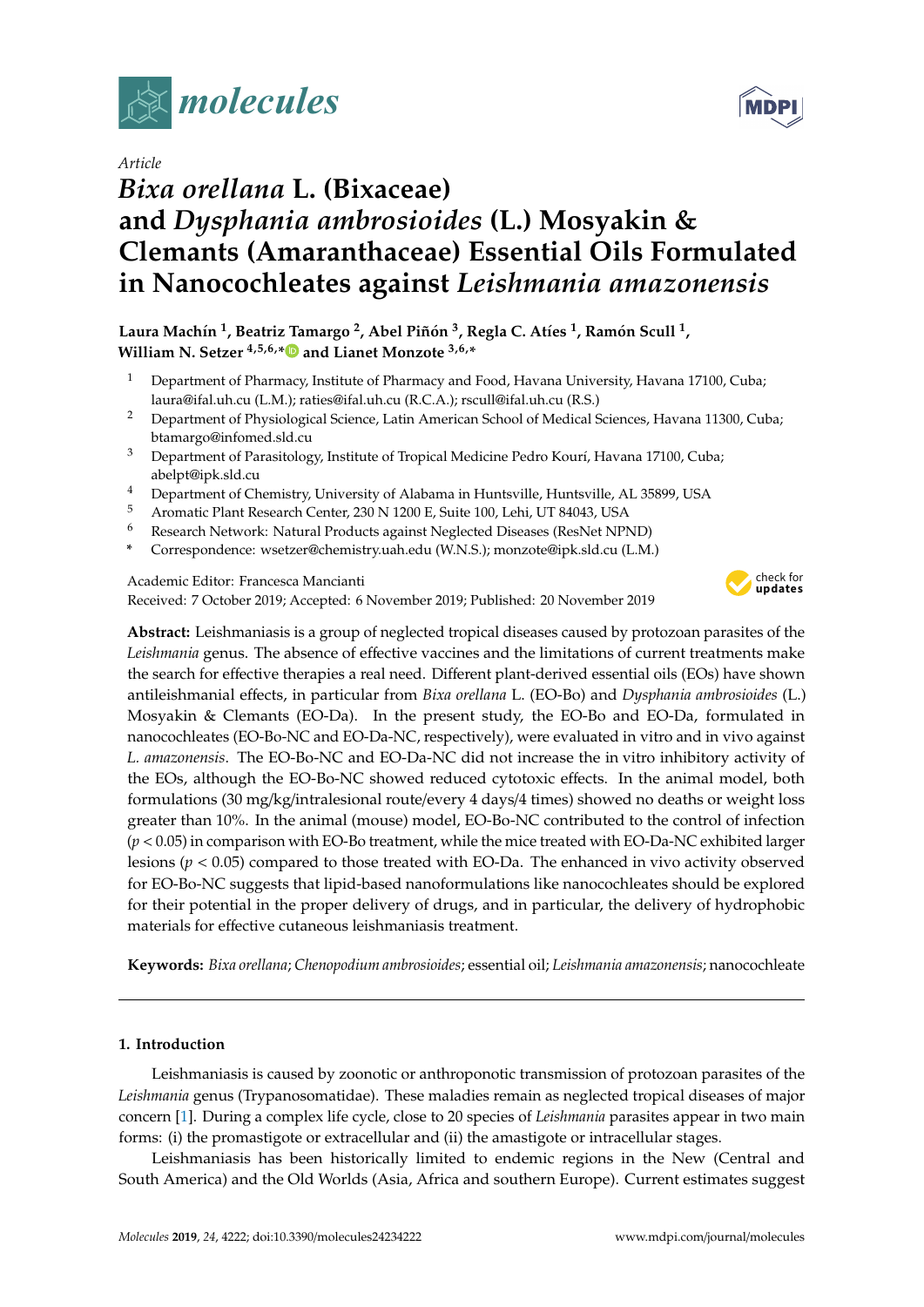Article

# *Bixa orellana* L. (Bixaceae) and *Dysphania ambrosioides* (L.) Mosyakin & Clemants (Amaranthaceae) Essential Oils Formulated in Nanocochleates against *Leishmania amazonensis*

**Laura Machín [1], Beatriz Tamargo [2], Abel Piñón [3], Regla C. Atíes [1], Ramón Scull [1], William N. Setzer [4,5,6,*] and Lianet Monzote [3,6,*]**

1. Department of Pharmacy, Institute of Pharmacy and Food, Havana University, Havana 17100, Cuba; laura@ifal.uh.cu (L.M.); raties@ifal.uh.cu (R.C.A.); rscull@ifal.uh.cu (R.S.)
2. Department of Physiological Science, Latin American School of Medical Sciences, Havana 11300, Cuba; btamargo@infomed.sld.cu
3. Department of Parasitology, Institute of Tropical Medicine Pedro Kourí, Havana 17100, Cuba; abelpt@ipk.sld.cu
4. Department of Chemistry, University of Alabama in Huntsville, Huntsville, AL 35899, USA
5. Aromatic Plant Research Center, 230 N 1200 E, Suite 100, Lehi, UT 84043, USA
6. Research Network: Natural Products against Neglected Diseases (ResNet NPND)

\* Correspondence: wsetzer@chemistry.uah.edu (W.N.S.); monzote@ipk.sld.cu (L.M.)

Academic Editor: Francesca Mancianti
Received: 7 October 2019; Accepted: 6 November 2019; Published: 20 November 2019

**Abstract:** Leishmaniasis is a group of neglected tropical diseases caused by protozoan parasites of the *Leishmania* genus. The absence of effective vaccines and the limitations of current treatments make the search for effective therapies a real need. Different plant-derived essential oils (EOs) have shown antileishmanial effects, in particular from *Bixa orellana* L. (EO-Bo) and *Dysphania ambrosioides* (L.) Mosyakin & Clemants (EO-Da). In the present study, the EO-Bo and EO-Da, formulated in nanocochleates (EO-Bo-NC and EO-Da-NC, respectively), were evaluated in vitro and in vivo against *L. amazonensis*. The EO-Bo-NC and EO-Da-NC did not increase the in vitro inhibitory activity of the EOs, although the EO-Bo-NC showed reduced cytotoxic effects. In the animal model, both formulations (30 mg/kg/intralesional route/every 4 days/4 times) showed no deaths or weight loss greater than 10%. In the animal (mouse) model, EO-Bo-NC contributed to the control of infection ($p < 0.05$) in comparison with EO-Bo treatment, while the mice treated with EO-Da-NC exhibited larger lesions ($p < 0.05$) compared to those treated with EO-Da. The enhanced in vivo activity observed for EO-Bo-NC suggests that lipid-based nanoformulations like nanocochleates should be explored for their potential in the proper delivery of drugs, and in particular, the delivery of hydrophobic materials for effective cutaneous leishmaniasis treatment.

**Keywords:** *Bixa orellana*; *Chenopodium ambrosioides*; essential oil; *Leishmania amazonensis*; nanocochleate

## 1. Introduction

Leishmaniasis is caused by zoonotic or anthroponotic transmission of protozoan parasites of the *Leishmania* genus (Trypanosomatidae). These maladies remain as neglected tropical diseases of major concern [1]. During a complex life cycle, close to 20 species of *Leishmania* parasites appear in two main forms: (i) the promastigote or extracellular and (ii) the amastigote or intracellular stages.

Leishmaniasis has been historically limited to endemic regions in the New (Central and South America) and the Old Worlds (Asia, Africa and southern Europe). Current estimates suggest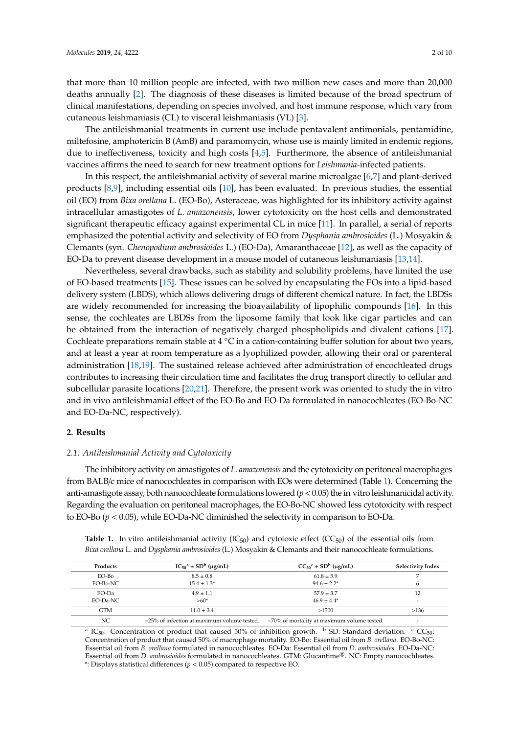that more than 10 million people are infected, with two million new cases and more than 20,000 deaths annually [2]. The diagnosis of these diseases is limited because of the broad spectrum of clinical manifestations, depending on species involved, and host immune response, which vary from cutaneous leishmaniasis (CL) to visceral leishmaniasis (VL) [3].

The antileishmanial treatments in current use include pentavalent antimonials, pentamidine, miltefosine, amphotericin B (AmB) and paramomycin, whose use is mainly limited in endemic regions, due to ineffectiveness, toxicity and high costs [4,5]. Furthermore, the absence of antileishmanial vaccines affirms the need to search for new treatment options for *Leishmania*-infected patients.

In this respect, the antileishmanial activity of several marine microalgae [6,7] and plant-derived products [8,9], including essential oils [10], has been evaluated. In previous studies, the essential oil (EO) from *Bixa orellana* L. (EO-Bo), Asteraceae, was highlighted for its inhibitory activity against intracellular amastigotes of *L. amazonensis*, lower cytotoxicity on the host cells and demonstrated significant therapeutic efficacy against experimental CL in mice [11]. In parallel, a serial of reports emphasized the potential activity and selectivity of EO from *Dysphania ambrosioides* (L.) Mosyakin & Clemants (syn. *Chenopodium ambrosioides* L.) (EO-Da), Amaranthaceae [12], as well as the capacity of EO-Da to prevent disease development in a mouse model of cutaneous leishmaniasis [13,14].

Nevertheless, several drawbacks, such as stability and solubility problems, have limited the use of EO-based treatments [15]. These issues can be solved by encapsulating the EOs into a lipid-based delivery system (LBDS), which allows delivering drugs of different chemical nature. In fact, the LBDSs are widely recommended for increasing the bioavailability of lipophilic compounds [16]. In this sense, the cochleates are LBDSs from the liposome family that look like cigar particles and can be obtained from the interaction of negatively charged phospholipids and divalent cations [17]. Cochleate preparations remain stable at 4 °C in a cation-containing buffer solution for about two years, and at least a year at room temperature as a lyophilized powder, allowing their oral or parenteral administration [18,19]. The sustained release achieved after administration of encochleated drugs contributes to increasing their circulation time and facilitates the drug transport directly to cellular and subcellular parasite locations [20,21]. Therefore, the present work was oriented to study the in vitro and in vivo antileishmanial effect of the EO-Bo and EO-Da formulated in nanocochleates (EO-Bo-NC and EO-Da-NC, respectively).

## 2. Results

### 2.1. Antileishmanial Activity and Cytotoxicity

The inhibitory activity on amastigotes of *L. amazonensis* and the cytotoxicity on peritoneal macrophages from BALB/c mice of nanocochleates in comparison with EOs were determined (Table 1). Concerning the anti-amastigote assay, both nanocochleate formulations lowered ($p < 0.05$) the in vitro leishmanicidal activity. Regarding the evaluation on peritoneal macrophages, the EO-Bo-NC showed less cytotoxicity with respect to EO-Bo ($p < 0.05$), while EO-Da-NC diminished the selectivity in comparison to EO-Da.

**Table 1.** In vitro antileishmanial activity ($IC_{50}$) and cytotoxic effect ($CC_{50}$) of the essential oils from *Bixa orellana* L. and *Dysphania ambrosioides* (L.) Mosyakin & Clemants and their nanocochleate formulations.

| Products | $IC_{50}$ [a] ± SD [b] (µg/mL) | $CC_{50}$ [c] ± SD [b] (µg/mL) | Selectivity Index |
|---|---|---|---|
| EO-Bo | 8.5 ± 0.8 | 61.8 ± 5.9 | 7 |
| EO-Bo-NC | 15.4 ± 1.3* | 94.6 ± 2.2* | 6 |
| EO-Da | 4.9 ± 1.1 | 57.9 ± 3.7 | 12 |
| EO-Da-NC | >60* | 46.9 ± 4.4* | - |
| GTM | 11.0 ± 3.4 | >1500 | >136 |
| NC | ~25% of infection at maximum volume tested. | ~70% of mortality at maximum volume tested. | - |

[a] $IC_{50}$: Concentration of product that caused 50% of inhibition growth. [b] SD: Standard deviation. [c] $CC_{50}$: Concentration of product that caused 50% of macrophage mortality. EO-Bo: Essential oil from *B. orellana*. EO-Bo-NC: Essential oil from *B. orellana* formulated in nanocochleates. EO-Da: Essential oil from *D. ambrosioides*. EO-Da-NC: Essential oil from *D. ambrosioides* formulated in nanocochleates. GTM: Glucantime®. NC: Empty nanocochleates. *: Displays statistical differences ($p < 0.05$) compared to respective EO.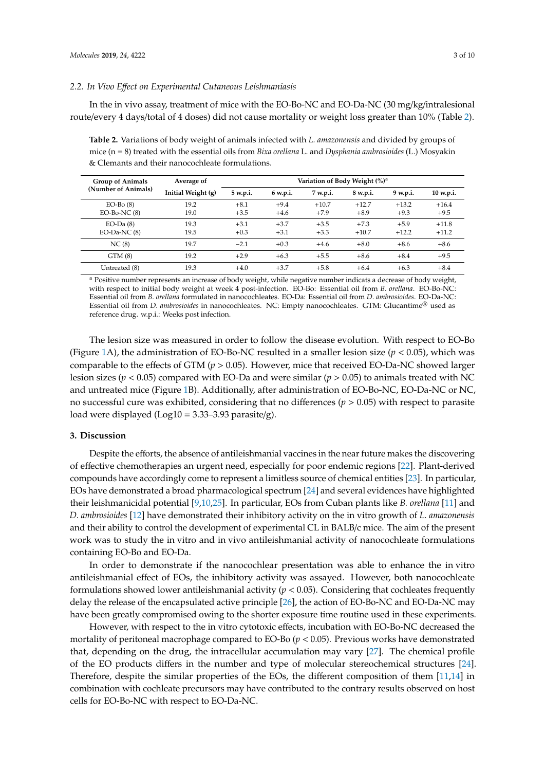### 2.2. In Vivo Effect on Experimental Cutaneous Leishmaniasis

In the in vivo assay, treatment of mice with the EO-Bo-NC and EO-Da-NC (30 mg/kg/intralesional route/every 4 days/total of 4 doses) did not cause mortality or weight loss greater than 10% (Table 2).

**Table 2.** Variations of body weight of animals infected with *L. amazonensis* and divided by groups of mice (n = 8) treated with the essential oils from *Bixa orellana* L. and *Dysphania ambrosioides* (L.) Mosyakin & Clemants and their nanocochleate formulations.

| Group of Animals (Number of Animals) | Average of Initial Weight (g) | Variation of Body Weight (%)[a] | | | | | |
|---|---|---|---|---|---|---|---|
| | | 5 w.p.i. | 6 w.p.i. | 7 w.p.i. | 8 w.p.i. | 9 w.p.i. | 10 w.p.i. |
| EO-Bo (8) | 19.2 | +8.1 | +9.4 | +10.7 | +12.7 | +13.2 | +16.4 |
| EO-Bo-NC (8) | 19.0 | +3.5 | +4.6 | +7.9 | +8.9 | +9.3 | +9.5 |
| EO-Da (8) | 19.3 | +3.1 | +3.7 | +3.5 | +7.3 | +5.9 | +11.8 |
| EO-Da-NC (8) | 19.5 | +0.3 | +3.1 | +3.3 | +10.7 | +12.2 | +11.2 |
| NC (8) | 19.7 | −2.1 | +0.3 | +4.6 | +8.0 | +8.6 | +8.6 |
| GTM (8) | 19.2 | +2.9 | +6.3 | +5.5 | +8.6 | +8.4 | +9.5 |
| Untreated (8) | 19.3 | +4.0 | +3.7 | +5.8 | +6.4 | +6.3 | +8.4 |

[a] Positive number represents an increase of body weight, while negative number indicates a decrease of body weight, with respect to initial body weight at week 4 post-infection. EO-Bo: Essential oil from *B. orellana*. EO-Bo-NC: Essential oil from *B. orellana* formulated in nanocochleates. EO-Da: Essential oil from *D. ambrosioides*. EO-Da-NC: Essential oil from *D. ambrosioides* in nanocochleates. NC: Empty nanocochleates. GTM: Glucantime® used as reference drug. w.p.i.: Weeks post infection.

The lesion size was measured in order to follow the disease evolution. With respect to EO-Bo (Figure 1A), the administration of EO-Bo-NC resulted in a smaller lesion size ($p < 0.05$), which was comparable to the effects of GTM ($p > 0.05$). However, mice that received EO-Da-NC showed larger lesion sizes ($p < 0.05$) compared with EO-Da and were similar ($p > 0.05$) to animals treated with NC and untreated mice (Figure 1B). Additionally, after administration of EO-Bo-NC, EO-Da-NC or NC, no successful cure was exhibited, considering that no differences ($p > 0.05$) with respect to parasite load were displayed (Log10 = 3.33–3.93 parasite/g).

## 3. Discussion

Despite the efforts, the absence of antileishmanial vaccines in the near future makes the discovering of effective chemotherapies an urgent need, especially for poor endemic regions [22]. Plant-derived compounds have accordingly come to represent a limitless source of chemical entities [23]. In particular, EOs have demonstrated a broad pharmacological spectrum [24] and several evidences have highlighted their leishmanicidal potential [9,10,25]. In particular, EOs from Cuban plants like *B. orellana* [11] and *D. ambrosioides* [12] have demonstrated their inhibitory activity on the in vitro growth of *L. amazonensis* and their ability to control the development of experimental CL in BALB/c mice. The aim of the present work was to study the in vitro and in vivo antileishmanial activity of nanocochleate formulations containing EO-Bo and EO-Da.

In order to demonstrate if the nanocochlear presentation was able to enhance the in vitro antileishmanial effect of EOs, the inhibitory activity was assayed. However, both nanocochleate formulations showed lower antileishmanial activity ($p < 0.05$). Considering that cochleates frequently delay the release of the encapsulated active principle [26], the action of EO-Bo-NC and EO-Da-NC may have been greatly compromised owing to the shorter exposure time routine used in these experiments.

However, with respect to the in vitro cytotoxic effects, incubation with EO-Bo-NC decreased the mortality of peritoneal macrophage compared to EO-Bo ($p < 0.05$). Previous works have demonstrated that, depending on the drug, the intracellular accumulation may vary [27]. The chemical profile of the EO products differs in the number and type of molecular stereochemical structures [24]. Therefore, despite the similar properties of the EOs, the different composition of them [11,14] in combination with cochleate precursors may have contributed to the contrary results observed on host cells for EO-Bo-NC with respect to EO-Da-NC.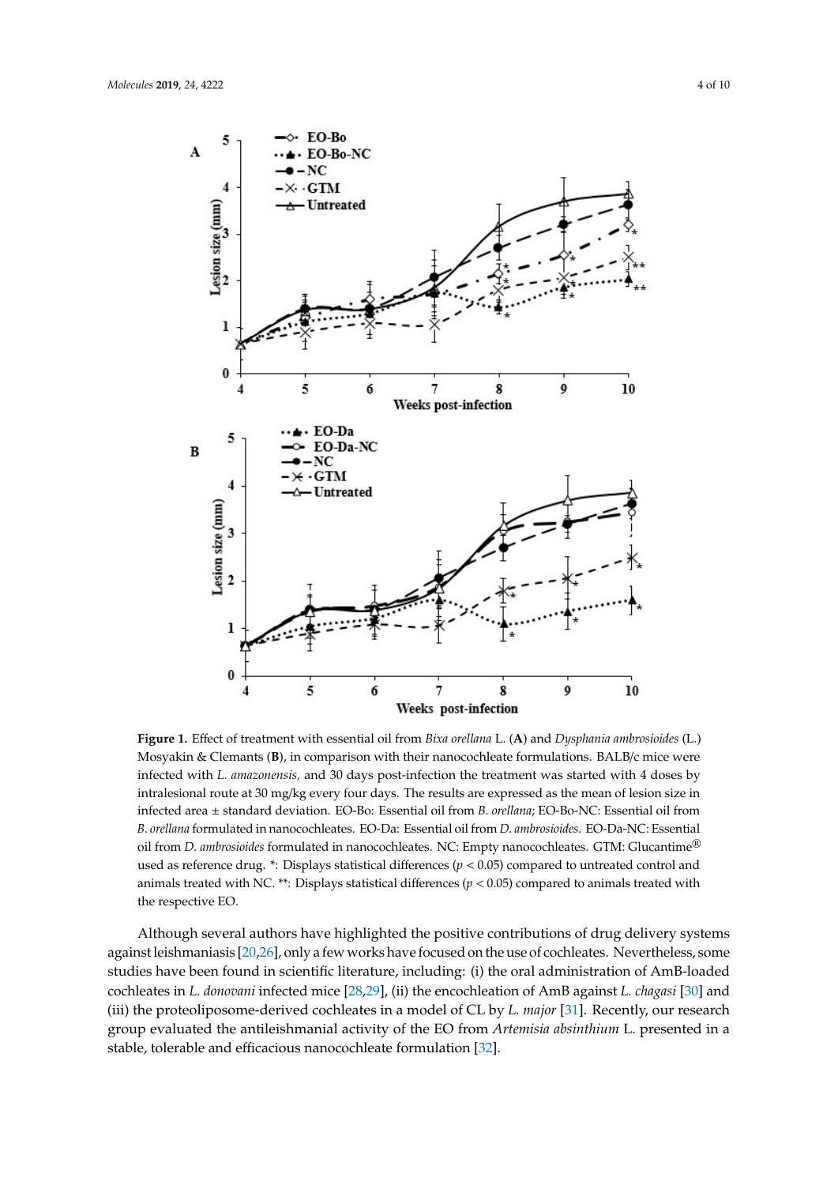**Figure 1.** Effect of treatment with essential oil from *Bixa orellana* L. (**A**) and *Dysphania ambrosioides* (L.) Mosyakin & Clemants (**B**), in comparison with their nanocochleate formulations. BALB/c mice were infected with *L. amazonensis*, and 30 days post-infection the treatment was started with 4 doses by intralesional route at 30 mg/kg every four days. The results are expressed as the mean of lesion size in infected area ± standard deviation. EO-Bo: Essential oil from *B. orellana*; EO-Bo-NC: Essential oil from *B. orellana* formulated in nanocochleates. EO-Da: Essential oil from *D. ambrosioides*. EO-Da-NC: Essential oil from *D. ambrosioides* formulated in nanocochleates. NC: Empty nanocochleates. GTM: Glucantime® used as reference drug. *: Displays statistical differences ($p < 0.05$) compared to untreated control and animals treated with NC. **: Displays statistical differences ($p < 0.05$) compared to animals treated with the respective EO.

Although several authors have highlighted the positive contributions of drug delivery systems against leishmaniasis [20,26], only a few works have focused on the use of cochleates. Nevertheless, some studies have been found in scientific literature, including: (i) the oral administration of AmB-loaded cochleates in *L. donovani* infected mice [28,29], (ii) the encochleation of AmB against *L. chagasi* [30] and (iii) the proteoliposome-derived cochleates in a model of CL by *L. major* [31]. Recently, our research group evaluated the antileishmanial activity of the EO from *Artemisia absinthium* L. presented in a stable, tolerable and efficacious nanocochleate formulation [32].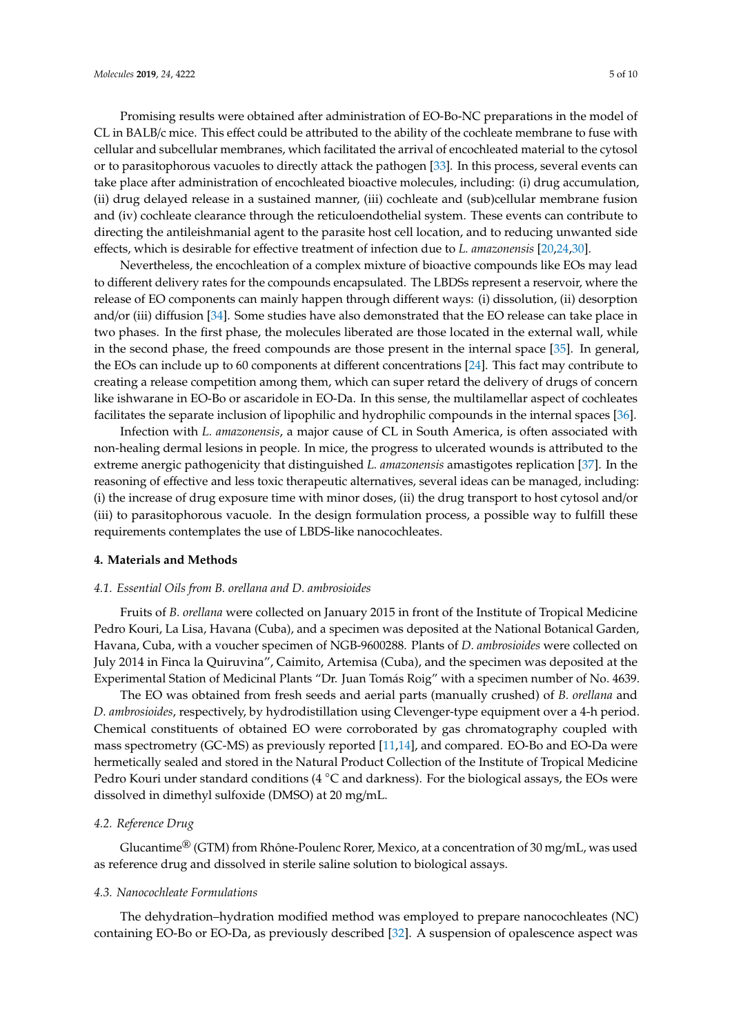Promising results were obtained after administration of EO-Bo-NC preparations in the model of CL in BALB/c mice. This effect could be attributed to the ability of the cochleate membrane to fuse with cellular and subcellular membranes, which facilitated the arrival of encochleated material to the cytosol or to parasitophorous vacuoles to directly attack the pathogen [33]. In this process, several events can take place after administration of encochleated bioactive molecules, including: (i) drug accumulation, (ii) drug delayed release in a sustained manner, (iii) cochleate and (sub)cellular membrane fusion and (iv) cochleate clearance through the reticuloendothelial system. These events can contribute to directing the antileishmanial agent to the parasite host cell location, and to reducing unwanted side effects, which is desirable for effective treatment of infection due to *L. amazonensis* [20,24,30].

Nevertheless, the encochleation of a complex mixture of bioactive compounds like EOs may lead to different delivery rates for the compounds encapsulated. The LBDSs represent a reservoir, where the release of EO components can mainly happen through different ways: (i) dissolution, (ii) desorption and/or (iii) diffusion [34]. Some studies have also demonstrated that the EO release can take place in two phases. In the first phase, the molecules liberated are those located in the external wall, while in the second phase, the freed compounds are those present in the internal space [35]. In general, the EOs can include up to 60 components at different concentrations [24]. This fact may contribute to creating a release competition among them, which can super retard the delivery of drugs of concern like ishwarane in EO-Bo or ascaridole in EO-Da. In this sense, the multilamellar aspect of cochleates facilitates the separate inclusion of lipophilic and hydrophilic compounds in the internal spaces [36].

Infection with *L. amazonensis*, a major cause of CL in South America, is often associated with non-healing dermal lesions in people. In mice, the progress to ulcerated wounds is attributed to the extreme anergic pathogenicity that distinguished *L. amazonensis* amastigotes replication [37]. In the reasoning of effective and less toxic therapeutic alternatives, several ideas can be managed, including: (i) the increase of drug exposure time with minor doses, (ii) the drug transport to host cytosol and/or (iii) to parasitophorous vacuole. In the design formulation process, a possible way to fulfill these requirements contemplates the use of LBDS-like nanocochleates.

## 4. Materials and Methods

### 4.1. Essential Oils from *B. orellana* and *D. ambrosioides*

Fruits of *B. orellana* were collected on January 2015 in front of the Institute of Tropical Medicine Pedro Kouri, La Lisa, Havana (Cuba), and a specimen was deposited at the National Botanical Garden, Havana, Cuba, with a voucher specimen of NGB-9600288. Plants of *D. ambrosioides* were collected on July 2014 in Finca la Quiruvina", Caimito, Artemisa (Cuba), and the specimen was deposited at the Experimental Station of Medicinal Plants "Dr. Juan Tomás Roig" with a specimen number of No. 4639.

The EO was obtained from fresh seeds and aerial parts (manually crushed) of *B. orellana* and *D. ambrosioides*, respectively, by hydrodistillation using Clevenger-type equipment over a 4-h period. Chemical constituents of obtained EO were corroborated by gas chromatography coupled with mass spectrometry (GC-MS) as previously reported [11,14], and compared. EO-Bo and EO-Da were hermetically sealed and stored in the Natural Product Collection of the Institute of Tropical Medicine Pedro Kouri under standard conditions (4 °C and darkness). For the biological assays, the EOs were dissolved in dimethyl sulfoxide (DMSO) at 20 mg/mL.

### 4.2. Reference Drug

Glucantime® (GTM) from Rhône-Poulenc Rorer, Mexico, at a concentration of 30 mg/mL, was used as reference drug and dissolved in sterile saline solution to biological assays.

### 4.3. Nanocochleate Formulations

The dehydration–hydration modified method was employed to prepare nanocochleates (NC) containing EO-Bo or EO-Da, as previously described [32]. A suspension of opalescence aspect was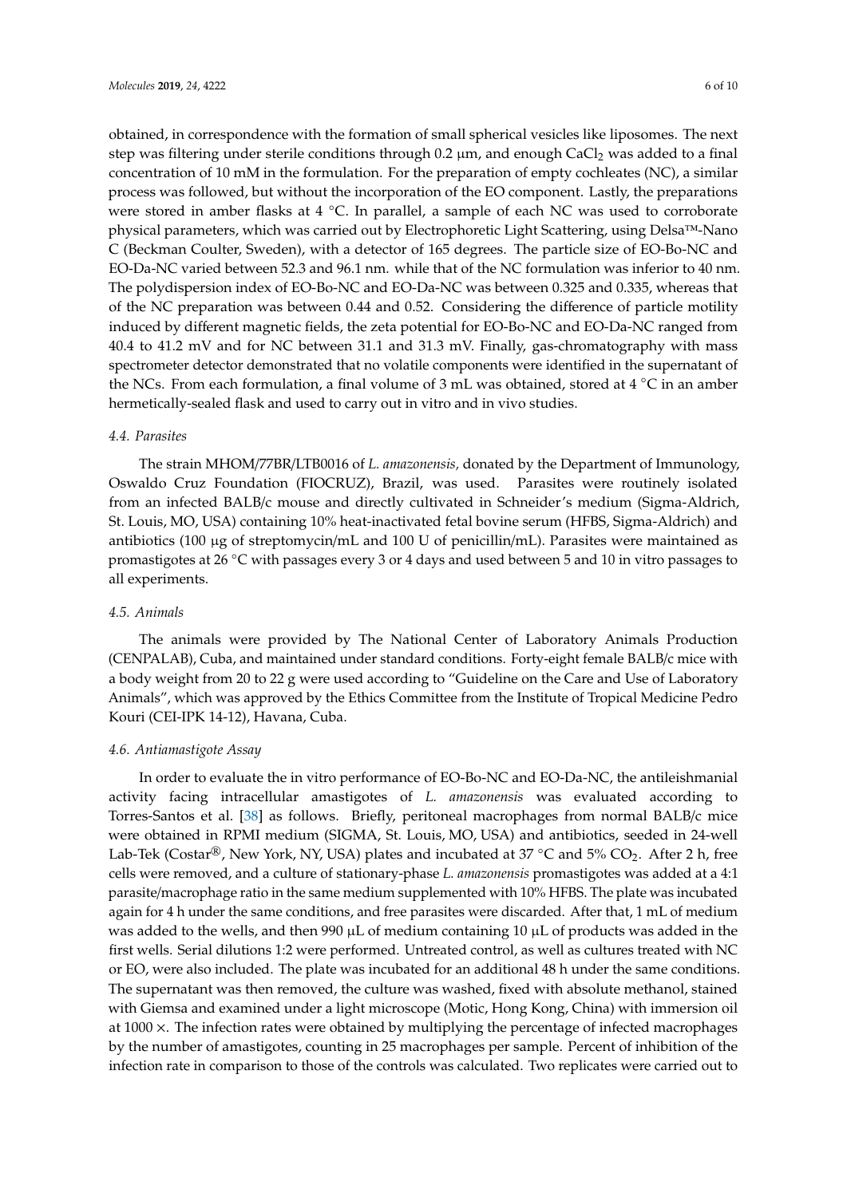obtained, in correspondence with the formation of small spherical vesicles like liposomes. The next step was filtering under sterile conditions through 0.2 μm, and enough $CaCl_2$ was added to a final concentration of 10 mM in the formulation. For the preparation of empty cochleates (NC), a similar process was followed, but without the incorporation of the EO component. Lastly, the preparations were stored in amber flasks at 4 °C. In parallel, a sample of each NC was used to corroborate physical parameters, which was carried out by Electrophoretic Light Scattering, using Delsa™-Nano C (Beckman Coulter, Sweden), with a detector of 165 degrees. The particle size of EO-Bo-NC and EO-Da-NC varied between 52.3 and 96.1 nm. while that of the NC formulation was inferior to 40 nm. The polydispersion index of EO-Bo-NC and EO-Da-NC was between 0.325 and 0.335, whereas that of the NC preparation was between 0.44 and 0.52. Considering the difference of particle motility induced by different magnetic fields, the zeta potential for EO-Bo-NC and EO-Da-NC ranged from 40.4 to 41.2 mV and for NC between 31.1 and 31.3 mV. Finally, gas-chromatography with mass spectrometer detector demonstrated that no volatile components were identified in the supernatant of the NCs. From each formulation, a final volume of 3 mL was obtained, stored at 4 °C in an amber hermetically-sealed flask and used to carry out in vitro and in vivo studies.

### 4.4. Parasites

The strain MHOM/77BR/LTB0016 of *L. amazonensis,* donated by the Department of Immunology, Oswaldo Cruz Foundation (FIOCRUZ), Brazil, was used. Parasites were routinely isolated from an infected BALB/c mouse and directly cultivated in Schneider's medium (Sigma-Aldrich, St. Louis, MO, USA) containing 10% heat-inactivated fetal bovine serum (HFBS, Sigma-Aldrich) and antibiotics (100 μg of streptomycin/mL and 100 U of penicillin/mL). Parasites were maintained as promastigotes at 26 °C with passages every 3 or 4 days and used between 5 and 10 in vitro passages to all experiments.

### 4.5. Animals

The animals were provided by The National Center of Laboratory Animals Production (CENPALAB), Cuba, and maintained under standard conditions. Forty-eight female BALB/c mice with a body weight from 20 to 22 g were used according to "Guideline on the Care and Use of Laboratory Animals", which was approved by the Ethics Committee from the Institute of Tropical Medicine Pedro Kouri (CEI-IPK 14-12), Havana, Cuba.

### 4.6. Antiamastigote Assay

In order to evaluate the in vitro performance of EO-Bo-NC and EO-Da-NC, the antileishmanial activity facing intracellular amastigotes of *L. amazonensis* was evaluated according to Torres-Santos et al. [38] as follows. Briefly, peritoneal macrophages from normal BALB/c mice were obtained in RPMI medium (SIGMA, St. Louis, MO, USA) and antibiotics, seeded in 24-well Lab-Tek (Costar®, New York, NY, USA) plates and incubated at 37 °C and 5% $CO_2$. After 2 h, free cells were removed, and a culture of stationary-phase *L. amazonensis* promastigotes was added at a 4:1 parasite/macrophage ratio in the same medium supplemented with 10% HFBS. The plate was incubated again for 4 h under the same conditions, and free parasites were discarded. After that, 1 mL of medium was added to the wells, and then 990 μL of medium containing 10 μL of products was added in the first wells. Serial dilutions 1:2 were performed. Untreated control, as well as cultures treated with NC or EO, were also included. The plate was incubated for an additional 48 h under the same conditions. The supernatant was then removed, the culture was washed, fixed with absolute methanol, stained with Giemsa and examined under a light microscope (Motic, Hong Kong, China) with immersion oil at 1000 ×. The infection rates were obtained by multiplying the percentage of infected macrophages by the number of amastigotes, counting in 25 macrophages per sample. Percent of inhibition of the infection rate in comparison to those of the controls was calculated. Two replicates were carried out to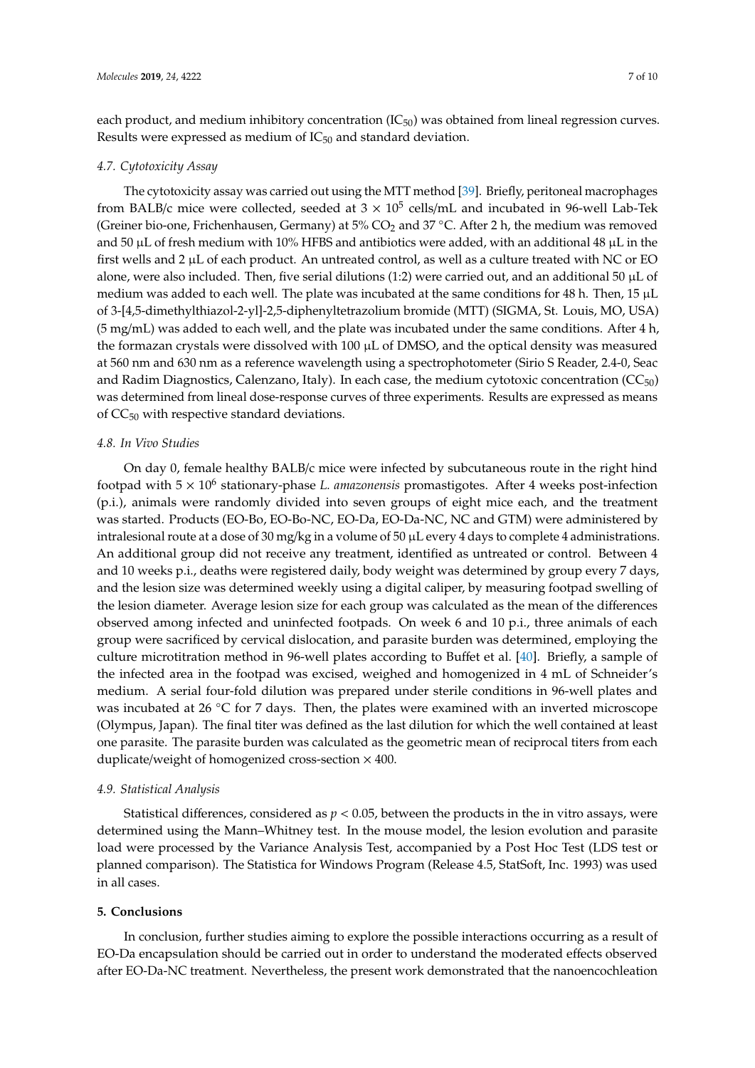each product, and medium inhibitory concentration ($IC_{50}$) was obtained from lineal regression curves. Results were expressed as medium of $IC_{50}$ and standard deviation.

### 4.7. Cytotoxicity Assay

The cytotoxicity assay was carried out using the MTT method [39]. Briefly, peritoneal macrophages from BALB/c mice were collected, seeded at $3 \times 10^5$ cells/mL and incubated in 96-well Lab-Tek (Greiner bio-one, Frichenhausen, Germany) at 5% $CO_2$ and 37 °C. After 2 h, the medium was removed and 50 µL of fresh medium with 10% HFBS and antibiotics were added, with an additional 48 µL in the first wells and 2 µL of each product. An untreated control, as well as a culture treated with NC or EO alone, were also included. Then, five serial dilutions (1:2) were carried out, and an additional 50 µL of medium was added to each well. The plate was incubated at the same conditions for 48 h. Then, 15 µL of 3-[4,5-dimethylthiazol-2-yl]-2,5-diphenyltetrazolium bromide (MTT) (SIGMA, St. Louis, MO, USA) (5 mg/mL) was added to each well, and the plate was incubated under the same conditions. After 4 h, the formazan crystals were dissolved with 100 µL of DMSO, and the optical density was measured at 560 nm and 630 nm as a reference wavelength using a spectrophotometer (Sirio S Reader, 2.4-0, Seac and Radim Diagnostics, Calenzano, Italy). In each case, the medium cytotoxic concentration ($CC_{50}$) was determined from lineal dose-response curves of three experiments. Results are expressed as means of $CC_{50}$ with respective standard deviations.

### 4.8. In Vivo Studies

On day 0, female healthy BALB/c mice were infected by subcutaneous route in the right hind footpad with $5 \times 10^6$ stationary-phase *L. amazonensis* promastigotes. After 4 weeks post-infection (p.i.), animals were randomly divided into seven groups of eight mice each, and the treatment was started. Products (EO-Bo, EO-Bo-NC, EO-Da, EO-Da-NC, NC and GTM) were administered by intralesional route at a dose of 30 mg/kg in a volume of 50 µL every 4 days to complete 4 administrations. An additional group did not receive any treatment, identified as untreated or control. Between 4 and 10 weeks p.i., deaths were registered daily, body weight was determined by group every 7 days, and the lesion size was determined weekly using a digital caliper, by measuring footpad swelling of the lesion diameter. Average lesion size for each group was calculated as the mean of the differences observed among infected and uninfected footpads. On week 6 and 10 p.i., three animals of each group were sacrificed by cervical dislocation, and parasite burden was determined, employing the culture microtitration method in 96-well plates according to Buffet et al. [40]. Briefly, a sample of the infected area in the footpad was excised, weighed and homogenized in 4 mL of Schneider's medium. A serial four-fold dilution was prepared under sterile conditions in 96-well plates and was incubated at 26 °C for 7 days. Then, the plates were examined with an inverted microscope (Olympus, Japan). The final titer was defined as the last dilution for which the well contained at least one parasite. The parasite burden was calculated as the geometric mean of reciprocal titers from each duplicate/weight of homogenized cross-section × 400.

### 4.9. Statistical Analysis

Statistical differences, considered as $p < 0.05$, between the products in the in vitro assays, were determined using the Mann–Whitney test. In the mouse model, the lesion evolution and parasite load were processed by the Variance Analysis Test, accompanied by a Post Hoc Test (LDS test or planned comparison). The Statistica for Windows Program (Release 4.5, StatSoft, Inc. 1993) was used in all cases.

## 5. Conclusions

In conclusion, further studies aiming to explore the possible interactions occurring as a result of EO-Da encapsulation should be carried out in order to understand the moderated effects observed after EO-Da-NC treatment. Nevertheless, the present work demonstrated that the nanoencochleation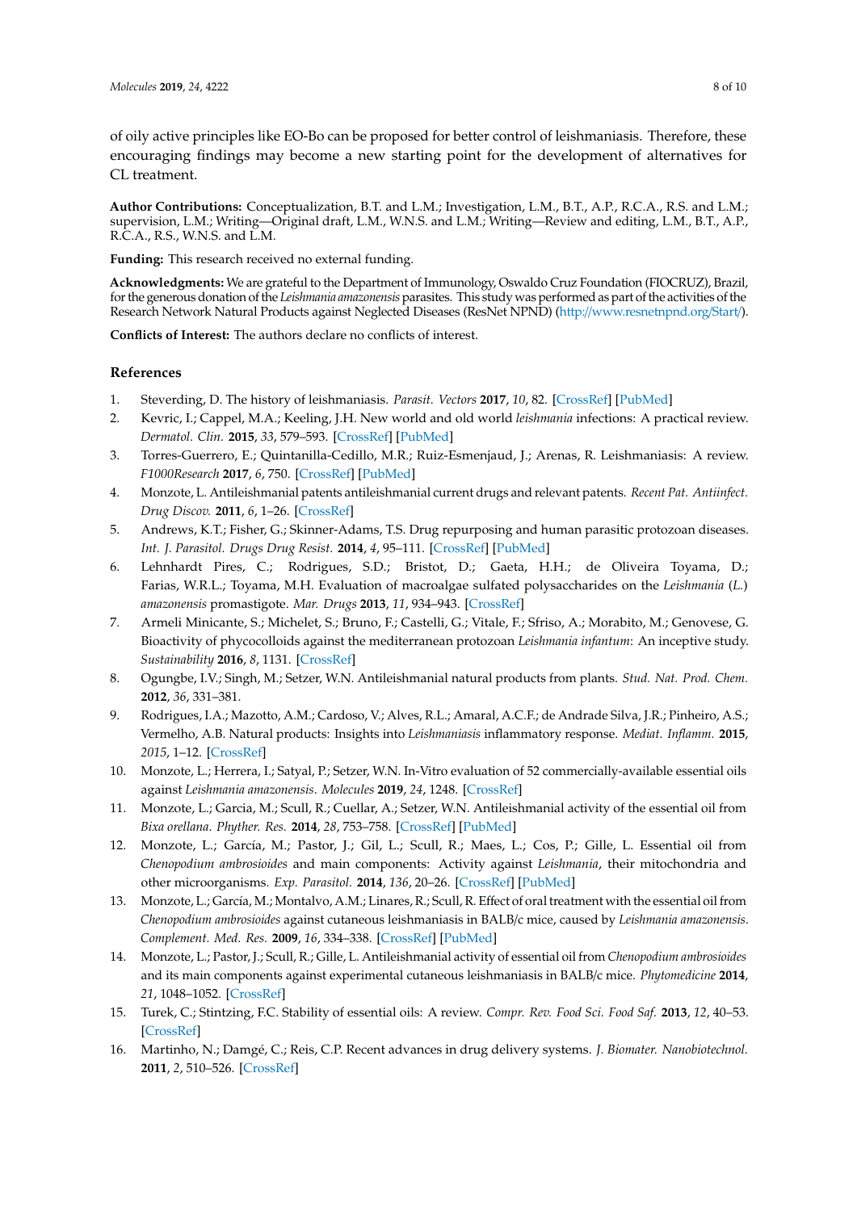of oily active principles like EO-Bo can be proposed for better control of leishmaniasis. Therefore, these encouraging findings may become a new starting point for the development of alternatives for CL treatment.

**Author Contributions:** Conceptualization, B.T. and L.M.; Investigation, L.M., B.T., A.P., R.C.A., R.S. and L.M.; supervision, L.M.; Writing—Original draft, L.M., W.N.S. and L.M.; Writing—Review and editing, L.M., B.T., A.P., R.C.A., R.S., W.N.S. and L.M.

**Funding:** This research received no external funding.

**Acknowledgments:** We are grateful to the Department of Immunology, Oswaldo Cruz Foundation (FIOCRUZ), Brazil, for the generous donation of the *Leishmania amazonensis* parasites. This study was performed as part of the activities of the Research Network Natural Products against Neglected Diseases (ResNet NPND) (http://www.resnetnpnd.org/Start/).

**Conflicts of Interest:** The authors declare no conflicts of interest.

## References

1. Steverding, D. The history of leishmaniasis. *Parasit. Vectors* **2017**, *10*, 82. [CrossRef] [PubMed]
2. Kevric, I.; Cappel, M.A.; Keeling, J.H. New world and old world *leishmania* infections: A practical review. *Dermatol. Clin.* **2015**, *33*, 579–593. [CrossRef] [PubMed]
3. Torres-Guerrero, E.; Quintanilla-Cedillo, M.R.; Ruiz-Esmenjaud, J.; Arenas, R. Leishmaniasis: A review. *F1000Research* **2017**, *6*, 750. [CrossRef] [PubMed]
4. Monzote, L. Antileishmanial patents antileishmanial current drugs and relevant patents. *Recent Pat. Antiinfect. Drug Discov.* **2011**, *6*, 1–26. [CrossRef]
5. Andrews, K.T.; Fisher, G.; Skinner-Adams, T.S. Drug repurposing and human parasitic protozoan diseases. *Int. J. Parasitol. Drugs Drug Resist.* **2014**, *4*, 95–111. [CrossRef] [PubMed]
6. Lehnhardt Pires, C.; Rodrigues, S.D.; Bristot, D.; Gaeta, H.H.; de Oliveira Toyama, D.; Farias, W.R.L.; Toyama, M.H. Evaluation of macroalgae sulfated polysaccharides on the *Leishmania* (*L.*) *amazonensis* promastigote. *Mar. Drugs* **2013**, *11*, 934–943. [CrossRef]
7. Armeli Minicante, S.; Michelet, S.; Bruno, F.; Castelli, G.; Vitale, F.; Sfriso, A.; Morabito, M.; Genovese, G. Bioactivity of phycocolloids against the mediterranean protozoan *Leishmania infantum*: An inceptive study. *Sustainability* **2016**, *8*, 1131. [CrossRef]
8. Ogungbe, I.V.; Singh, M.; Setzer, W.N. Antileishmanial natural products from plants. *Stud. Nat. Prod. Chem.* **2012**, *36*, 331–381.
9. Rodrigues, I.A.; Mazotto, A.M.; Cardoso, V.; Alves, R.L.; Amaral, A.C.F.; de Andrade Silva, J.R.; Pinheiro, A.S.; Vermelho, A.B. Natural products: Insights into *Leishmaniasis* inflammatory response. *Mediat. Inflamm.* **2015**, *2015*, 1–12. [CrossRef]
10. Monzote, L.; Herrera, I.; Satyal, P.; Setzer, W.N. In-Vitro evaluation of 52 commercially-available essential oils against *Leishmania amazonensis*. *Molecules* **2019**, *24*, 1248. [CrossRef]
11. Monzote, L.; Garcia, M.; Scull, R.; Cuellar, A.; Setzer, W.N. Antileishmanial activity of the essential oil from *Bixa orellana*. *Phyther. Res.* **2014**, *28*, 753–758. [CrossRef] [PubMed]
12. Monzote, L.; García, M.; Pastor, J.; Gil, L.; Scull, R.; Maes, L.; Cos, P.; Gille, L. Essential oil from *Chenopodium ambrosioides* and main components: Activity against *Leishmania*, their mitochondria and other microorganisms. *Exp. Parasitol.* **2014**, *136*, 20–26. [CrossRef] [PubMed]
13. Monzote, L.; García, M.; Montalvo, A.M.; Linares, R.; Scull, R. Effect of oral treatment with the essential oil from *Chenopodium ambrosioides* against cutaneous leishmaniasis in BALB/c mice, caused by *Leishmania amazonensis*. *Complement. Med. Res.* **2009**, *16*, 334–338. [CrossRef] [PubMed]
14. Monzote, L.; Pastor, J.; Scull, R.; Gille, L. Antileishmanial activity of essential oil from *Chenopodium ambrosioides* and its main components against experimental cutaneous leishmaniasis in BALB/c mice. *Phytomedicine* **2014**, *21*, 1048–1052. [CrossRef]
15. Turek, C.; Stintzing, F.C. Stability of essential oils: A review. *Compr. Rev. Food Sci. Food Saf.* **2013**, *12*, 40–53. [CrossRef]
16. Martinho, N.; Damgé, C.; Reis, C.P. Recent advances in drug delivery systems. *J. Biomater. Nanobiotechnol.* **2011**, *2*, 510–526. [CrossRef]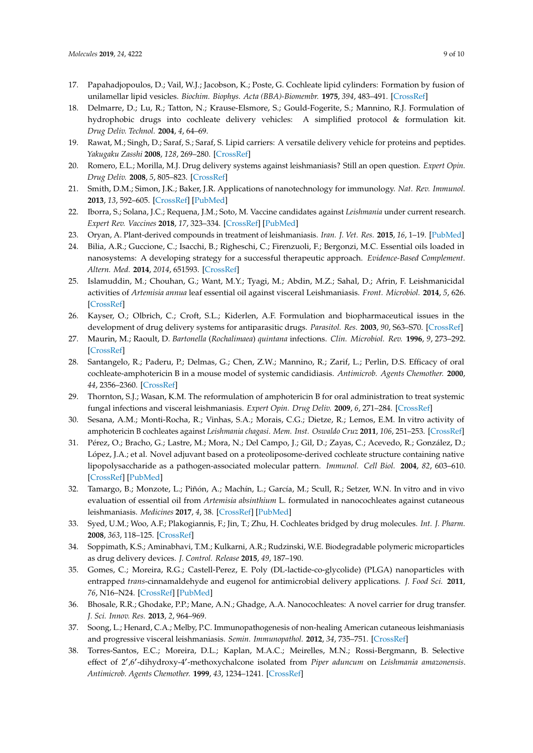17. Papahadjopoulos, D.; Vail, W.J.; Jacobson, K.; Poste, G. Cochleate lipid cylinders: Formation by fusion of unilamellar lipid vesicles. *Biochim. Biophys. Acta (BBA)-Biomembr.* **1975**, *394*, 483–491. [CrossRef]
18. Delmarre, D.; Lu, R.; Tatton, N.; Krause-Elsmore, S.; Gould-Fogerite, S.; Mannino, R.J. Formulation of hydrophobic drugs into cochleate delivery vehicles: A simplified protocol & formulation kit. *Drug Deliv. Technol.* **2004**, *4*, 64–69.
19. Rawat, M.; Singh, D.; Saraf, S.; Saraf, S. Lipid carriers: A versatile delivery vehicle for proteins and peptides. *Yakugaku Zasshi* **2008**, *128*, 269–280. [CrossRef]
20. Romero, E.L.; Morilla, M.J. Drug delivery systems against leishmaniasis? Still an open question. *Expert Opin. Drug Deliv.* **2008**, *5*, 805–823. [CrossRef]
21. Smith, D.M.; Simon, J.K.; Baker, J.R. Applications of nanotechnology for immunology. *Nat. Rev. Immunol.* **2013**, *13*, 592–605. [CrossRef] [PubMed]
22. Iborra, S.; Solana, J.C.; Requena, J.M.; Soto, M. Vaccine candidates against *Leishmania* under current research. *Expert Rev. Vaccines* **2018**, *17*, 323–334. [CrossRef] [PubMed]
23. Oryan, A. Plant-derived compounds in treatment of leishmaniasis. *Iran. J. Vet. Res.* **2015**, *16*, 1–19. [PubMed]
24. Bilia, A.R.; Guccione, C.; Isacchi, B.; Righeschi, C.; Firenzuoli, F.; Bergonzi, M.C. Essential oils loaded in nanosystems: A developing strategy for a successful therapeutic approach. *Evidence-Based Complement. Altern. Med.* **2014**, *2014*, 651593. [CrossRef]
25. Islamuddin, M.; Chouhan, G.; Want, M.Y.; Tyagi, M.; Abdin, M.Z.; Sahal, D.; Afrin, F. Leishmanicidal activities of *Artemisia annua* leaf essential oil against visceral Leishmaniasis. *Front. Microbiol.* **2014**, *5*, 626. [CrossRef]
26. Kayser, O.; Olbrich, C.; Croft, S.L.; Kiderlen, A.F. Formulation and biopharmaceutical issues in the development of drug delivery systems for antiparasitic drugs. *Parasitol. Res.* **2003**, *90*, S63–S70. [CrossRef]
27. Maurin, M.; Raoult, D. *Bartonella* (*Rochalimaea*) *quintana* infections. *Clin. Microbiol. Rev.* **1996**, *9*, 273–292. [CrossRef]
28. Santangelo, R.; Paderu, P.; Delmas, G.; Chen, Z.W.; Mannino, R.; Zarif, L.; Perlin, D.S. Efficacy of oral cochleate-amphotericin B in a mouse model of systemic candidiasis. *Antimicrob. Agents Chemother.* **2000**, *44*, 2356–2360. [CrossRef]
29. Thornton, S.J.; Wasan, K.M. The reformulation of amphotericin B for oral administration to treat systemic fungal infections and visceral leishmaniasis. *Expert Opin. Drug Deliv.* **2009**, *6*, 271–284. [CrossRef]
30. Sesana, A.M.; Monti-Rocha, R.; Vinhas, S.A.; Morais, C.G.; Dietze, R.; Lemos, E.M. In vitro activity of amphotericin B cochleates against *Leishmania chagasi*. *Mem. Inst. Oswaldo Cruz* **2011**, *106*, 251–253. [CrossRef]
31. Pérez, O.; Bracho, G.; Lastre, M.; Mora, N.; Del Campo, J.; Gil, D.; Zayas, C.; Acevedo, R.; González, D.; López, J.A.; et al. Novel adjuvant based on a proteoliposome-derived cochleate structure containing native lipopolysaccharide as a pathogen-associated molecular pattern. *Immunol. Cell Biol.* **2004**, *82*, 603–610. [CrossRef] [PubMed]
32. Tamargo, B.; Monzote, L.; Piñón, A.; Machín, L.; García, M.; Scull, R.; Setzer, W.N. In vitro and in vivo evaluation of essential oil from *Artemisia absinthium* L. formulated in nanocochleates against cutaneous leishmaniasis. *Medicines* **2017**, *4*, 38. [CrossRef] [PubMed]
33. Syed, U.M.; Woo, A.F.; Plakogiannis, F.; Jin, T.; Zhu, H. Cochleates bridged by drug molecules. *Int. J. Pharm.* **2008**, *363*, 118–125. [CrossRef]
34. Soppimath, K.S.; Aminabhavi, T.M.; Kulkarni, A.R.; Rudzinski, W.E. Biodegradable polymeric microparticles as drug delivery devices. *J. Control. Release* **2015**, *49*, 187–190.
35. Gomes, C.; Moreira, R.G.; Castell-Perez, E. Poly (DL-lactide-co-glycolide) (PLGA) nanoparticles with entrapped *trans*-cinnamaldehyde and eugenol for antimicrobial delivery applications. *J. Food Sci.* **2011**, *76*, N16–N24. [CrossRef] [PubMed]
36. Bhosale, R.R.; Ghodake, P.P.; Mane, A.N.; Ghadge, A.A. Nanocochleates: A novel carrier for drug transfer. *J. Sci. Innov. Res.* **2013**, *2*, 964–969.
37. Soong, L.; Henard, C.A.; Melby, P.C. Immunopathogenesis of non-healing American cutaneous leishmaniasis and progressive visceral leishmaniasis. *Semin. Immunopathol.* **2012**, *34*, 735–751. [CrossRef]
38. Torres-Santos, E.C.; Moreira, D.L.; Kaplan, M.A.C.; Meirelles, M.N.; Rossi-Bergmann, B. Selective effect of 2′,6′-dihydroxy-4′-methoxychalcone isolated from *Piper aduncum* on *Leishmania amazonensis*. *Antimicrob. Agents Chemother.* **1999**, *43*, 1234–1241. [CrossRef]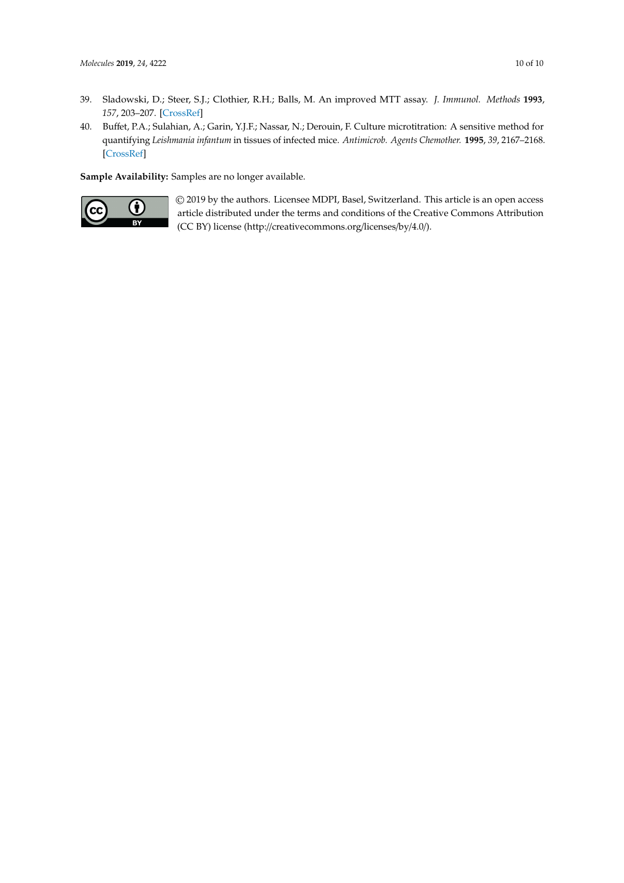39. Sladowski, D.; Steer, S.J.; Clothier, R.H.; Balls, M. An improved MTT assay. *J. Immunol. Methods* **1993**, *157*, 203–207. [CrossRef]
40. Buffet, P.A.; Sulahian, A.; Garin, Y.J.F.; Nassar, N.; Derouin, F. Culture microtitration: A sensitive method for quantifying *Leishmania infantum* in tissues of infected mice. *Antimicrob. Agents Chemother.* **1995**, *39*, 2167–2168. [CrossRef]

**Sample Availability:** Samples are no longer available.

© 2019 by the authors. Licensee MDPI, Basel, Switzerland. This article is an open access article distributed under the terms and conditions of the Creative Commons Attribution (CC BY) license (http://creativecommons.org/licenses/by/4.0/).